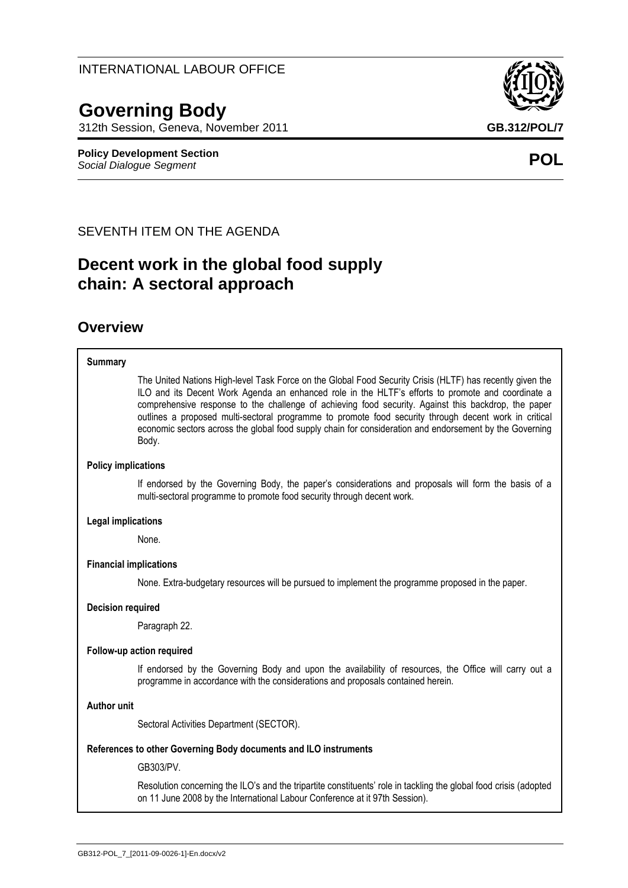INTERNATIONAL LABOUR OFFICE

# Governing Body

312th Session, Geneva, November 2011

**GB.312/POL/7**

**Policy Development Section**
*Social Dialogue Segment*

**POL**

SEVENTH ITEM ON THE AGENDA

# Decent work in the global food supply chain: A sectoral approach

## Overview

**Summary**

The United Nations High-level Task Force on the Global Food Security Crisis (HLTF) has recently given the ILO and its Decent Work Agenda an enhanced role in the HLTF's efforts to promote and coordinate a comprehensive response to the challenge of achieving food security. Against this backdrop, the paper outlines a proposed multi-sectoral programme to promote food security through decent work in critical economic sectors across the global food supply chain for consideration and endorsement by the Governing Body.

**Policy implications**

If endorsed by the Governing Body, the paper's considerations and proposals will form the basis of a multi-sectoral programme to promote food security through decent work.

**Legal implications**

None.

**Financial implications**

None. Extra-budgetary resources will be pursued to implement the programme proposed in the paper.

**Decision required**

Paragraph 22.

**Follow-up action required**

If endorsed by the Governing Body and upon the availability of resources, the Office will carry out a programme in accordance with the considerations and proposals contained herein.

**Author unit**

Sectoral Activities Department (SECTOR).

**References to other Governing Body documents and ILO instruments**

GB303/PV.

Resolution concerning the ILO's and the tripartite constituents' role in tackling the global food crisis (adopted on 11 June 2008 by the International Labour Conference at it 97th Session).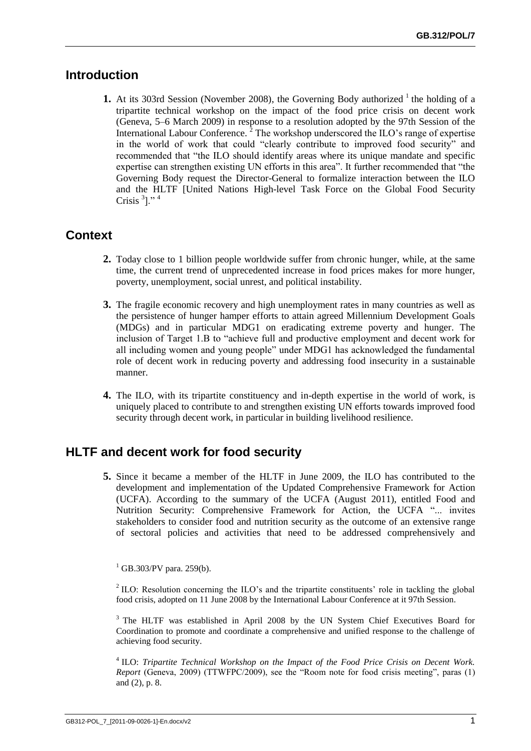## Introduction

**1.** At its 303rd Session (November 2008), the Governing Body authorized [1] the holding of a tripartite technical workshop on the impact of the food price crisis on decent work (Geneva, 5–6 March 2009) in response to a resolution adopted by the 97th Session of the International Labour Conference. [2] The workshop underscored the ILO's range of expertise in the world of work that could "clearly contribute to improved food security" and recommended that "the ILO should identify areas where its unique mandate and specific expertise can strengthen existing UN efforts in this area". It further recommended that "the Governing Body request the Director-General to formalize interaction between the ILO and the HLTF [United Nations High-level Task Force on the Global Food Security Crisis [3]]." [4]

## Context

**2.** Today close to 1 billion people worldwide suffer from chronic hunger, while, at the same time, the current trend of unprecedented increase in food prices makes for more hunger, poverty, unemployment, social unrest, and political instability.

**3.** The fragile economic recovery and high unemployment rates in many countries as well as the persistence of hunger hamper efforts to attain agreed Millennium Development Goals (MDGs) and in particular MDG1 on eradicating extreme poverty and hunger. The inclusion of Target 1.B to "achieve full and productive employment and decent work for all including women and young people" under MDG1 has acknowledged the fundamental role of decent work in reducing poverty and addressing food insecurity in a sustainable manner.

**4.** The ILO, with its tripartite constituency and in-depth expertise in the world of work, is uniquely placed to contribute to and strengthen existing UN efforts towards improved food security through decent work, in particular in building livelihood resilience.

## HLTF and decent work for food security

**5.** Since it became a member of the HLTF in June 2009, the ILO has contributed to the development and implementation of the Updated Comprehensive Framework for Action (UCFA). According to the summary of the UCFA (August 2011), entitled Food and Nutrition Security: Comprehensive Framework for Action, the UCFA "... invites stakeholders to consider food and nutrition security as the outcome of an extensive range of sectoral policies and activities that need to be addressed comprehensively and

---

[1] GB.303/PV para. 259(b).

[2] ILO: Resolution concerning the ILO's and the tripartite constituents' role in tackling the global food crisis, adopted on 11 June 2008 by the International Labour Conference at it 97th Session.

[3] The HLTF was established in April 2008 by the UN System Chief Executives Board for Coordination to promote and coordinate a comprehensive and unified response to the challenge of achieving food security.

[4] ILO: *Tripartite Technical Workshop on the Impact of the Food Price Crisis on Decent Work. Report* (Geneva, 2009) (TTWFPC/2009), see the "Room note for food crisis meeting", paras (1) and (2), p. 8.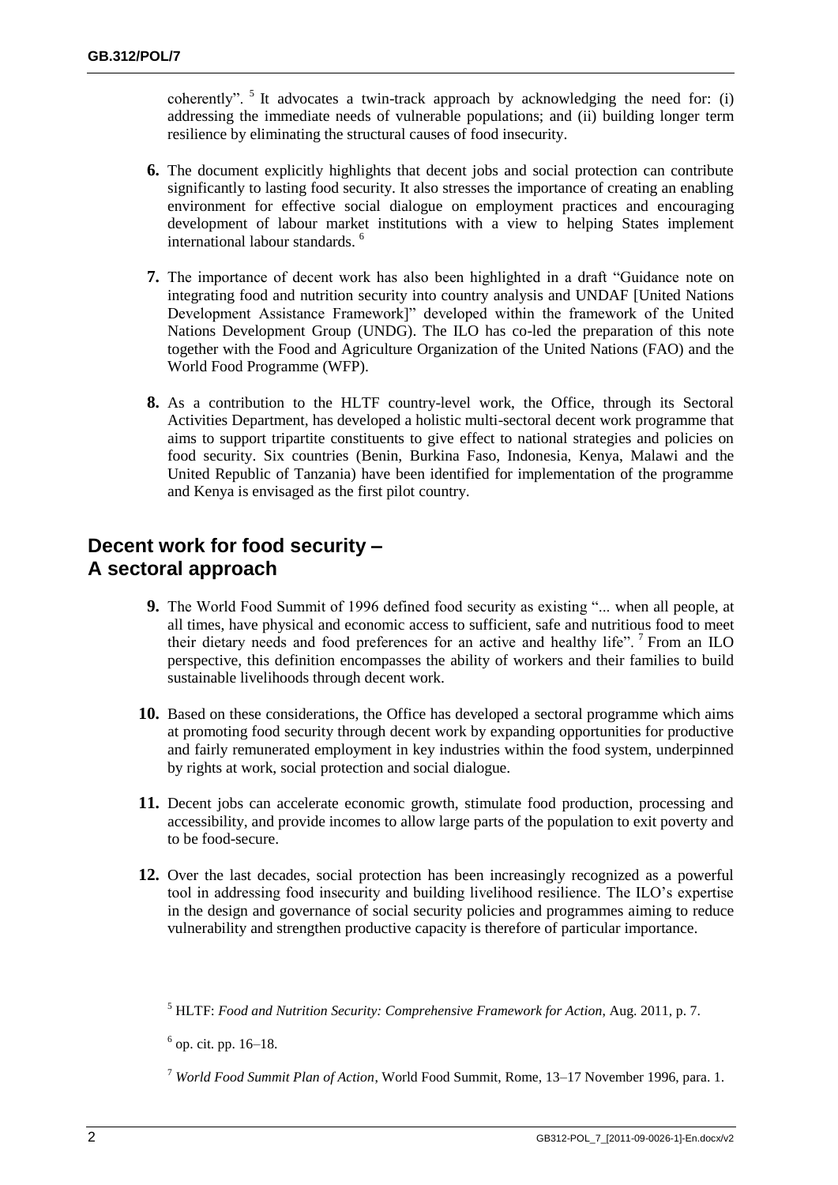coherently”. [5] It advocates a twin-track approach by acknowledging the need for: (i) addressing the immediate needs of vulnerable populations; and (ii) building longer term resilience by eliminating the structural causes of food insecurity.

**6.** The document explicitly highlights that decent jobs and social protection can contribute significantly to lasting food security. It also stresses the importance of creating an enabling environment for effective social dialogue on employment practices and encouraging development of labour market institutions with a view to helping States implement international labour standards. [6]

**7.** The importance of decent work has also been highlighted in a draft “Guidance note on integrating food and nutrition security into country analysis and UNDAF [United Nations Development Assistance Framework]” developed within the framework of the United Nations Development Group (UNDG). The ILO has co-led the preparation of this note together with the Food and Agriculture Organization of the United Nations (FAO) and the World Food Programme (WFP).

**8.** As a contribution to the HLTF country-level work, the Office, through its Sectoral Activities Department, has developed a holistic multi-sectoral decent work programme that aims to support tripartite constituents to give effect to national strategies and policies on food security. Six countries (Benin, Burkina Faso, Indonesia, Kenya, Malawi and the United Republic of Tanzania) have been identified for implementation of the programme and Kenya is envisaged as the first pilot country.

## Decent work for food security – A sectoral approach

**9.** The World Food Summit of 1996 defined food security as existing “... when all people, at all times, have physical and economic access to sufficient, safe and nutritious food to meet their dietary needs and food preferences for an active and healthy life”. [7] From an ILO perspective, this definition encompasses the ability of workers and their families to build sustainable livelihoods through decent work.

**10.** Based on these considerations, the Office has developed a sectoral programme which aims at promoting food security through decent work by expanding opportunities for productive and fairly remunerated employment in key industries within the food system, underpinned by rights at work, social protection and social dialogue.

**11.** Decent jobs can accelerate economic growth, stimulate food production, processing and accessibility, and provide incomes to allow large parts of the population to exit poverty and to be food-secure.

**12.** Over the last decades, social protection has been increasingly recognized as a powerful tool in addressing food insecurity and building livelihood resilience. The ILO’s expertise in the design and governance of social security policies and programmes aiming to reduce vulnerability and strengthen productive capacity is therefore of particular importance.

---

[5] HLTF: *Food and Nutrition Security: Comprehensive Framework for Action*, Aug. 2011, p. 7.

[6] op. cit. pp. 16–18.

[7] *World Food Summit Plan of Action*, World Food Summit, Rome, 13–17 November 1996, para. 1.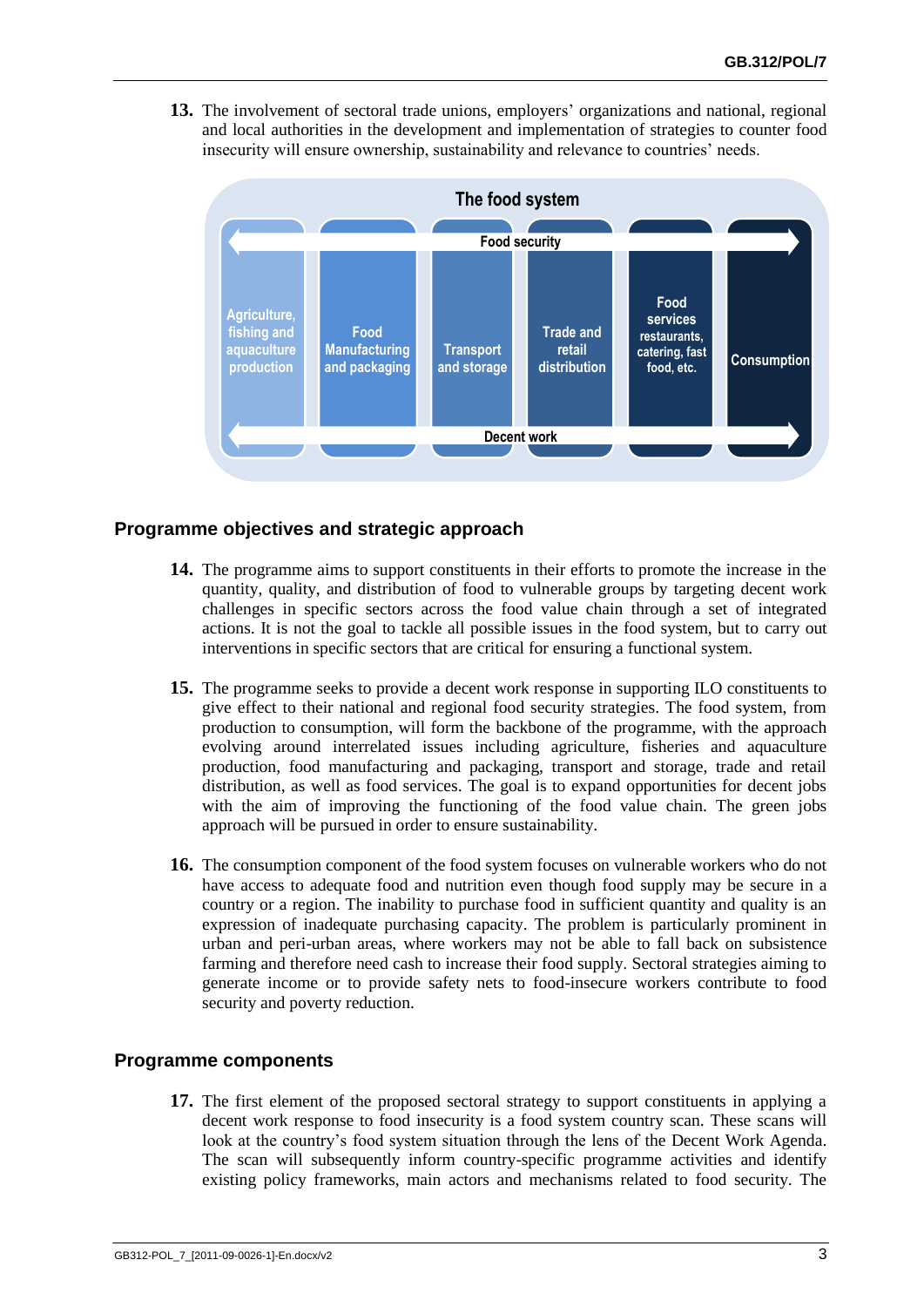**13.** The involvement of sectoral trade unions, employers' organizations and national, regional and local authorities in the development and implementation of strategies to counter food insecurity will ensure ownership, sustainability and relevance to countries' needs.

**The food system**

Food security

| Agriculture, fishing and aquaculture production | Food Manufacturing and packaging | Transport and storage | Trade and retail distribution | Food services restaurants, catering, fast food, etc. | Consumption |
|---|---|---|---|---|---|

Decent work

## Programme objectives and strategic approach

**14.** The programme aims to support constituents in their efforts to promote the increase in the quantity, quality, and distribution of food to vulnerable groups by targeting decent work challenges in specific sectors across the food value chain through a set of integrated actions. It is not the goal to tackle all possible issues in the food system, but to carry out interventions in specific sectors that are critical for ensuring a functional system.

**15.** The programme seeks to provide a decent work response in supporting ILO constituents to give effect to their national and regional food security strategies. The food system, from production to consumption, will form the backbone of the programme, with the approach evolving around interrelated issues including agriculture, fisheries and aquaculture production, food manufacturing and packaging, transport and storage, trade and retail distribution, as well as food services. The goal is to expand opportunities for decent jobs with the aim of improving the functioning of the food value chain. The green jobs approach will be pursued in order to ensure sustainability.

**16.** The consumption component of the food system focuses on vulnerable workers who do not have access to adequate food and nutrition even though food supply may be secure in a country or a region. The inability to purchase food in sufficient quantity and quality is an expression of inadequate purchasing capacity. The problem is particularly prominent in urban and peri-urban areas, where workers may not be able to fall back on subsistence farming and therefore need cash to increase their food supply. Sectoral strategies aiming to generate income or to provide safety nets to food-insecure workers contribute to food security and poverty reduction.

## Programme components

**17.** The first element of the proposed sectoral strategy to support constituents in applying a decent work response to food insecurity is a food system country scan. These scans will look at the country's food system situation through the lens of the Decent Work Agenda. The scan will subsequently inform country-specific programme activities and identify existing policy frameworks, main actors and mechanisms related to food security. The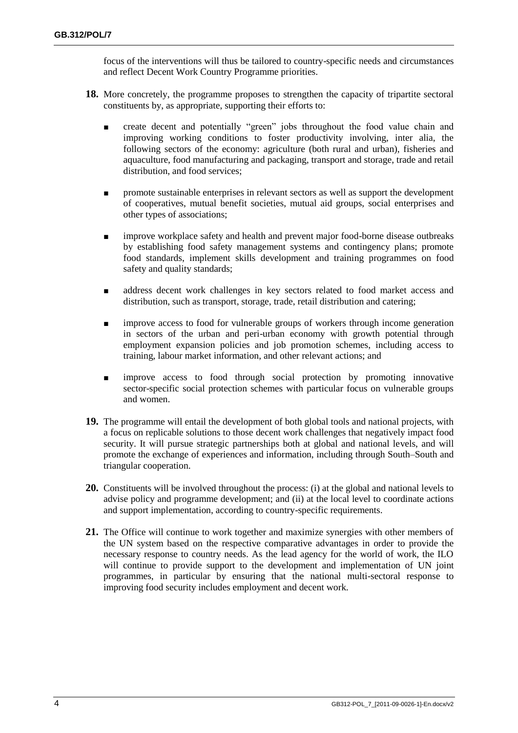focus of the interventions will thus be tailored to country-specific needs and circumstances and reflect Decent Work Country Programme priorities.

**18.** More concretely, the programme proposes to strengthen the capacity of tripartite sectoral constituents by, as appropriate, supporting their efforts to:

- create decent and potentially "green" jobs throughout the food value chain and improving working conditions to foster productivity involving, inter alia, the following sectors of the economy: agriculture (both rural and urban), fisheries and aquaculture, food manufacturing and packaging, transport and storage, trade and retail distribution, and food services;
- promote sustainable enterprises in relevant sectors as well as support the development of cooperatives, mutual benefit societies, mutual aid groups, social enterprises and other types of associations;
- improve workplace safety and health and prevent major food-borne disease outbreaks by establishing food safety management systems and contingency plans; promote food standards, implement skills development and training programmes on food safety and quality standards;
- address decent work challenges in key sectors related to food market access and distribution, such as transport, storage, trade, retail distribution and catering;
- improve access to food for vulnerable groups of workers through income generation in sectors of the urban and peri-urban economy with growth potential through employment expansion policies and job promotion schemes, including access to training, labour market information, and other relevant actions; and
- improve access to food through social protection by promoting innovative sector-specific social protection schemes with particular focus on vulnerable groups and women.

**19.** The programme will entail the development of both global tools and national projects, with a focus on replicable solutions to those decent work challenges that negatively impact food security. It will pursue strategic partnerships both at global and national levels, and will promote the exchange of experiences and information, including through South–South and triangular cooperation.

**20.** Constituents will be involved throughout the process: (i) at the global and national levels to advise policy and programme development; and (ii) at the local level to coordinate actions and support implementation, according to country-specific requirements.

**21.** The Office will continue to work together and maximize synergies with other members of the UN system based on the respective comparative advantages in order to provide the necessary response to country needs. As the lead agency for the world of work, the ILO will continue to provide support to the development and implementation of UN joint programmes, in particular by ensuring that the national multi-sectoral response to improving food security includes employment and decent work.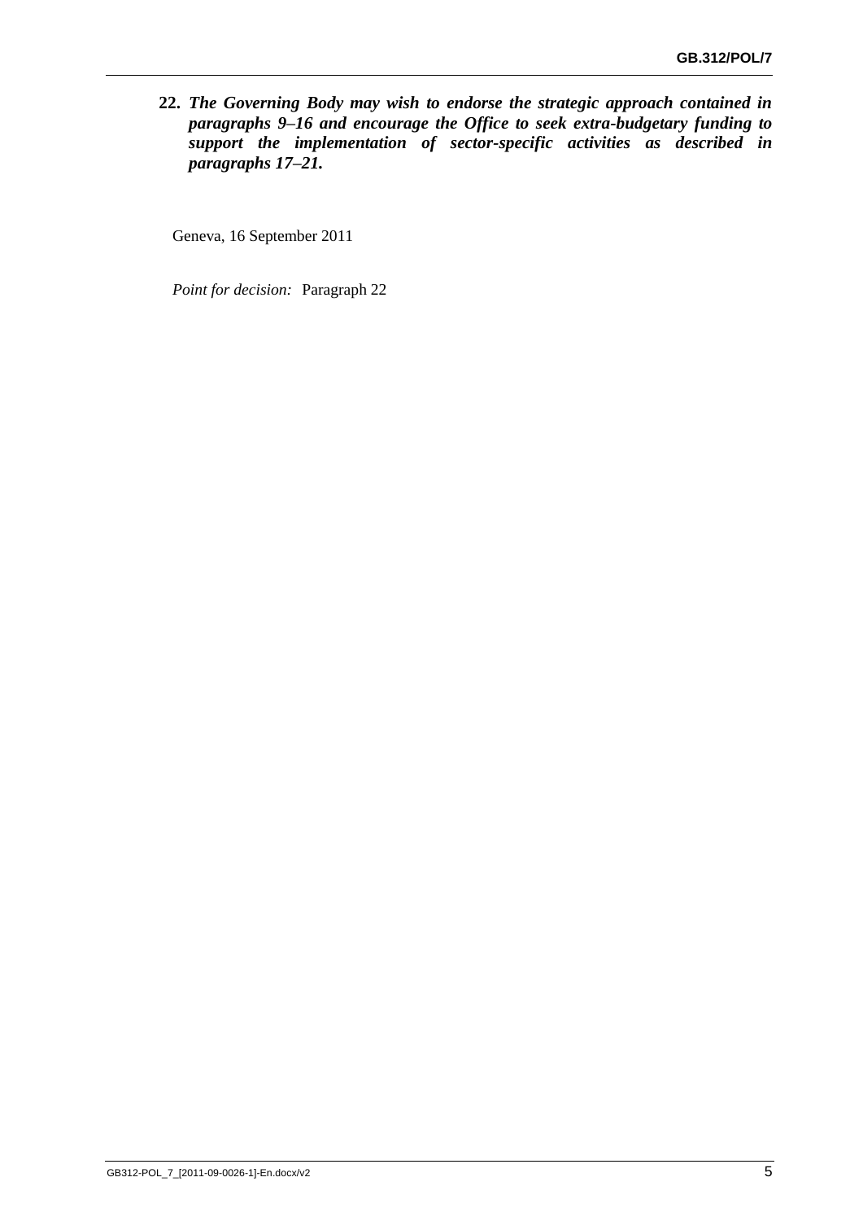**22.** ***The Governing Body may wish to endorse the strategic approach contained in paragraphs 9–16 and encourage the Office to seek extra-budgetary funding to support the implementation of sector-specific activities as described in paragraphs 17–21.***

Geneva, 16 September 2011

*Point for decision:* Paragraph 22